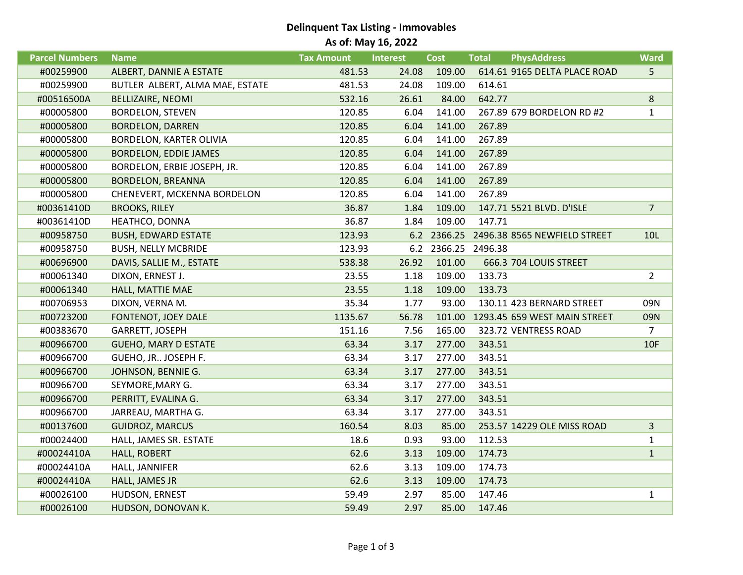## Delinquent Tax Listing - Immovables

### As of: May 16, 2022

| Parcel Numbers | Name | Tax Amount | Interest | Cost | Total | PhysAddress | Ward |
|---|---|---|---|---|---|---|---|
| #00259900 | ALBERT, DANNIE A ESTATE | 481.53 | 24.08 | 109.00 | 614.61 | 9165 DELTA PLACE ROAD | 5 |
| #00259900 | BUTLER ALBERT, ALMA MAE, ESTATE | 481.53 | 24.08 | 109.00 | 614.61 | | |
| #00516500A | BELLIZAIRE, NEOMI | 532.16 | 26.61 | 84.00 | 642.77 | | 8 |
| #00005800 | BORDELON, STEVEN | 120.85 | 6.04 | 141.00 | 267.89 | 679 BORDELON RD #2 | 1 |
| #00005800 | BORDELON, DARREN | 120.85 | 6.04 | 141.00 | 267.89 | | |
| #00005800 | BORDELON, KARTER OLIVIA | 120.85 | 6.04 | 141.00 | 267.89 | | |
| #00005800 | BORDELON, EDDIE JAMES | 120.85 | 6.04 | 141.00 | 267.89 | | |
| #00005800 | BORDELON, ERBIE JOSEPH, JR. | 120.85 | 6.04 | 141.00 | 267.89 | | |
| #00005800 | BORDELON, BREANNA | 120.85 | 6.04 | 141.00 | 267.89 | | |
| #00005800 | CHENEVERT, MCKENNA BORDELON | 120.85 | 6.04 | 141.00 | 267.89 | | |
| #00361410D | BROOKS, RILEY | 36.87 | 1.84 | 109.00 | 147.71 | 5521 BLVD. D'ISLE | 7 |
| #00361410D | HEATHCO, DONNA | 36.87 | 1.84 | 109.00 | 147.71 | | |
| #00958750 | BUSH, EDWARD ESTATE | 123.93 | 6.2 | 2366.25 | 2496.38 | 8565 NEWFIELD STREET | 10L |
| #00958750 | BUSH, NELLY MCBRIDE | 123.93 | 6.2 | 2366.25 | 2496.38 | | |
| #00696900 | DAVIS, SALLIE M., ESTATE | 538.38 | 26.92 | 101.00 | 666.3 | 704 LOUIS STREET | |
| #00061340 | DIXON, ERNEST J. | 23.55 | 1.18 | 109.00 | 133.73 | | 2 |
| #00061340 | HALL, MATTIE MAE | 23.55 | 1.18 | 109.00 | 133.73 | | |
| #00706953 | DIXON, VERNA M. | 35.34 | 1.77 | 93.00 | 130.11 | 423 BERNARD STREET | 09N |
| #00723200 | FONTENOT, JOEY DALE | 1135.67 | 56.78 | 101.00 | 1293.45 | 659 WEST MAIN STREET | 09N |
| #00383670 | GARRETT, JOSEPH | 151.16 | 7.56 | 165.00 | 323.72 | VENTRESS ROAD | 7 |
| #00966700 | GUEHO, MARY D ESTATE | 63.34 | 3.17 | 277.00 | 343.51 | | 10F |
| #00966700 | GUEHO, JR.. JOSEPH F. | 63.34 | 3.17 | 277.00 | 343.51 | | |
| #00966700 | JOHNSON, BENNIE G. | 63.34 | 3.17 | 277.00 | 343.51 | | |
| #00966700 | SEYMORE,MARY G. | 63.34 | 3.17 | 277.00 | 343.51 | | |
| #00966700 | PERRITT, EVALINA G. | 63.34 | 3.17 | 277.00 | 343.51 | | |
| #00966700 | JARREAU, MARTHA G. | 63.34 | 3.17 | 277.00 | 343.51 | | |
| #00137600 | GUIDROZ, MARCUS | 160.54 | 8.03 | 85.00 | 253.57 | 14229 OLE MISS ROAD | 3 |
| #00024400 | HALL, JAMES SR. ESTATE | 18.6 | 0.93 | 93.00 | 112.53 | | 1 |
| #00024410A | HALL, ROBERT | 62.6 | 3.13 | 109.00 | 174.73 | | 1 |
| #00024410A | HALL, JANNIFER | 62.6 | 3.13 | 109.00 | 174.73 | | |
| #00024410A | HALL, JAMES JR | 62.6 | 3.13 | 109.00 | 174.73 | | |
| #00026100 | HUDSON, ERNEST | 59.49 | 2.97 | 85.00 | 147.46 | | 1 |
| #00026100 | HUDSON, DONOVAN K. | 59.49 | 2.97 | 85.00 | 147.46 | | |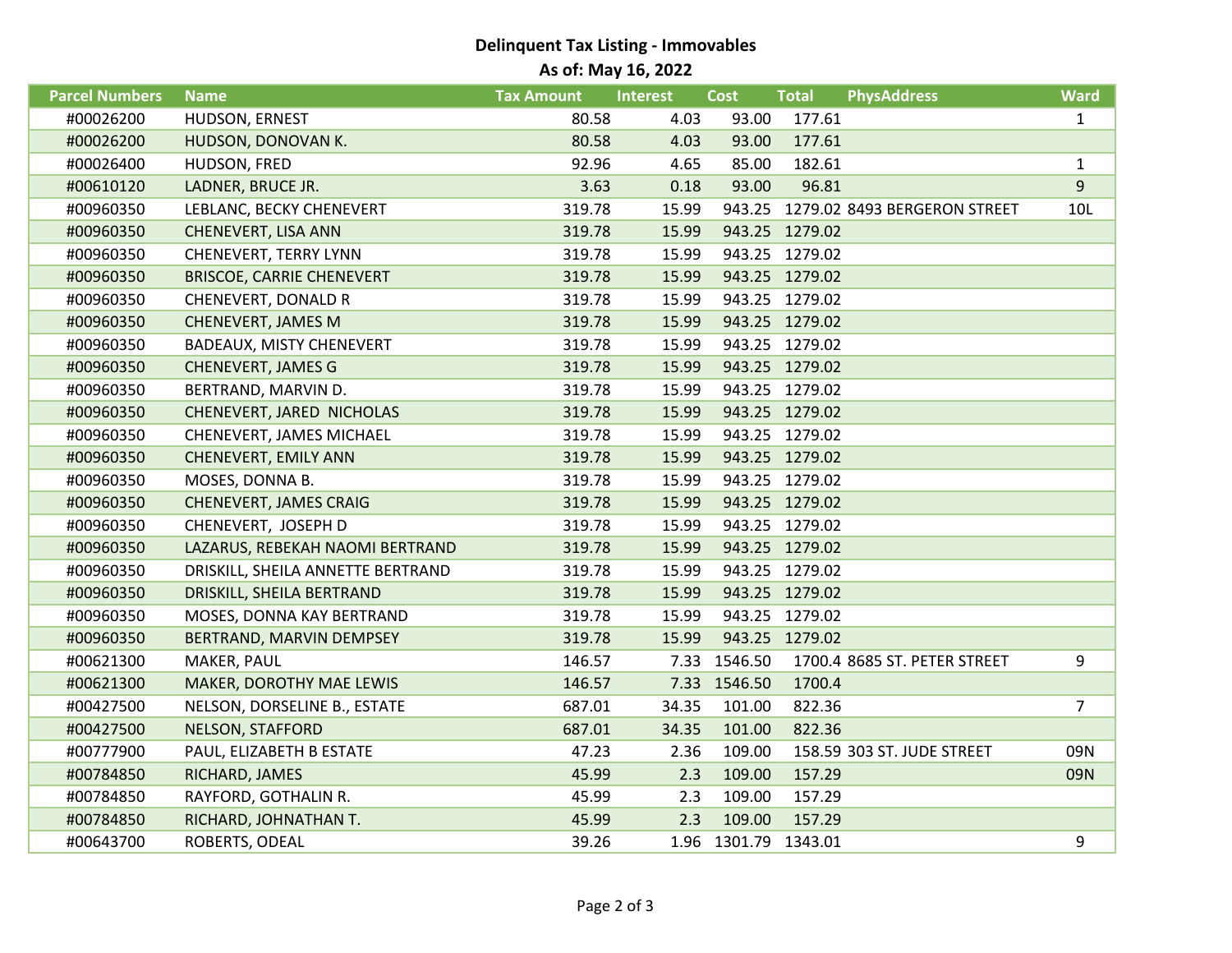**Delinquent Tax Listing - Immovables**

**As of: May 16, 2022**

| Parcel Numbers | Name | Tax Amount | Interest | Cost | Total | PhysAddress | Ward |
|---|---|---|---|---|---|---|---|
| #00026200 | HUDSON, ERNEST | 80.58 | 4.03 | 93.00 | 177.61 | | 1 |
| #00026200 | HUDSON, DONOVAN K. | 80.58 | 4.03 | 93.00 | 177.61 | | |
| #00026400 | HUDSON, FRED | 92.96 | 4.65 | 85.00 | 182.61 | | 1 |
| #00610120 | LADNER, BRUCE JR. | 3.63 | 0.18 | 93.00 | 96.81 | | 9 |
| #00960350 | LEBLANC, BECKY CHENEVERT | 319.78 | 15.99 | 943.25 | 1279.02 | 8493 BERGERON STREET | 10L |
| #00960350 | CHENEVERT, LISA ANN | 319.78 | 15.99 | 943.25 | 1279.02 | | |
| #00960350 | CHENEVERT, TERRY LYNN | 319.78 | 15.99 | 943.25 | 1279.02 | | |
| #00960350 | BRISCOE, CARRIE CHENEVERT | 319.78 | 15.99 | 943.25 | 1279.02 | | |
| #00960350 | CHENEVERT, DONALD R | 319.78 | 15.99 | 943.25 | 1279.02 | | |
| #00960350 | CHENEVERT, JAMES M | 319.78 | 15.99 | 943.25 | 1279.02 | | |
| #00960350 | BADEAUX, MISTY CHENEVERT | 319.78 | 15.99 | 943.25 | 1279.02 | | |
| #00960350 | CHENEVERT, JAMES G | 319.78 | 15.99 | 943.25 | 1279.02 | | |
| #00960350 | BERTRAND, MARVIN D. | 319.78 | 15.99 | 943.25 | 1279.02 | | |
| #00960350 | CHENEVERT, JARED NICHOLAS | 319.78 | 15.99 | 943.25 | 1279.02 | | |
| #00960350 | CHENEVERT, JAMES MICHAEL | 319.78 | 15.99 | 943.25 | 1279.02 | | |
| #00960350 | CHENEVERT, EMILY ANN | 319.78 | 15.99 | 943.25 | 1279.02 | | |
| #00960350 | MOSES, DONNA B. | 319.78 | 15.99 | 943.25 | 1279.02 | | |
| #00960350 | CHENEVERT, JAMES CRAIG | 319.78 | 15.99 | 943.25 | 1279.02 | | |
| #00960350 | CHENEVERT, JOSEPH D | 319.78 | 15.99 | 943.25 | 1279.02 | | |
| #00960350 | LAZARUS, REBEKAH NAOMI BERTRAND | 319.78 | 15.99 | 943.25 | 1279.02 | | |
| #00960350 | DRISKILL, SHEILA ANNETTE BERTRAND | 319.78 | 15.99 | 943.25 | 1279.02 | | |
| #00960350 | DRISKILL, SHEILA BERTRAND | 319.78 | 15.99 | 943.25 | 1279.02 | | |
| #00960350 | MOSES, DONNA KAY BERTRAND | 319.78 | 15.99 | 943.25 | 1279.02 | | |
| #00960350 | BERTRAND, MARVIN DEMPSEY | 319.78 | 15.99 | 943.25 | 1279.02 | | |
| #00621300 | MAKER, PAUL | 146.57 | 7.33 | 1546.50 | 1700.4 | 8685 ST. PETER STREET | 9 |
| #00621300 | MAKER, DOROTHY MAE LEWIS | 146.57 | 7.33 | 1546.50 | 1700.4 | | |
| #00427500 | NELSON, DORSELINE B., ESTATE | 687.01 | 34.35 | 101.00 | 822.36 | | 7 |
| #00427500 | NELSON, STAFFORD | 687.01 | 34.35 | 101.00 | 822.36 | | |
| #00777900 | PAUL, ELIZABETH B ESTATE | 47.23 | 2.36 | 109.00 | 158.59 | 303 ST. JUDE STREET | 09N |
| #00784850 | RICHARD, JAMES | 45.99 | 2.3 | 109.00 | 157.29 | | 09N |
| #00784850 | RAYFORD, GOTHALIN R. | 45.99 | 2.3 | 109.00 | 157.29 | | |
| #00784850 | RICHARD, JOHNATHAN T. | 45.99 | 2.3 | 109.00 | 157.29 | | |
| #00643700 | ROBERTS, ODEAL | 39.26 | 1.96 | 1301.79 | 1343.01 | | 9 |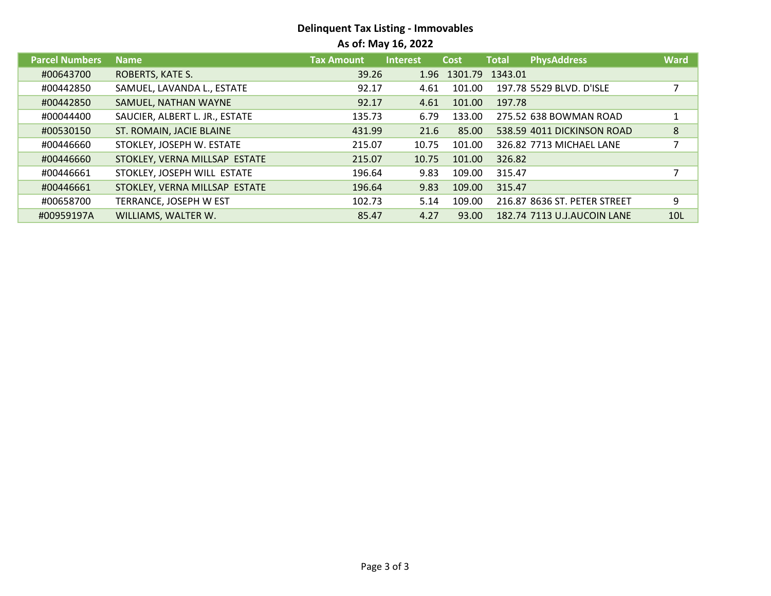**Delinquent Tax Listing - Immovables**

**As of: May 16, 2022**

| Parcel Numbers | Name | Tax Amount | Interest | Cost | Total | PhysAddress | Ward |
|---|---|---|---|---|---|---|---|
| #00643700 | ROBERTS, KATE S. | 39.26 | 1.96 | 1301.79 | 1343.01 | | |
| #00442850 | SAMUEL, LAVANDA L., ESTATE | 92.17 | 4.61 | 101.00 | 197.78 | 5529 BLVD. D'ISLE | 7 |
| #00442850 | SAMUEL, NATHAN WAYNE | 92.17 | 4.61 | 101.00 | 197.78 | | |
| #00044400 | SAUCIER, ALBERT L. JR., ESTATE | 135.73 | 6.79 | 133.00 | 275.52 | 638 BOWMAN ROAD | 1 |
| #00530150 | ST. ROMAIN, JACIE BLAINE | 431.99 | 21.6 | 85.00 | 538.59 | 4011 DICKINSON ROAD | 8 |
| #00446660 | STOKLEY, JOSEPH W. ESTATE | 215.07 | 10.75 | 101.00 | 326.82 | 7713 MICHAEL LANE | 7 |
| #00446660 | STOKLEY, VERNA MILLSAP ESTATE | 215.07 | 10.75 | 101.00 | 326.82 | | |
| #00446661 | STOKLEY, JOSEPH WILL ESTATE | 196.64 | 9.83 | 109.00 | 315.47 | | 7 |
| #00446661 | STOKLEY, VERNA MILLSAP ESTATE | 196.64 | 9.83 | 109.00 | 315.47 | | |
| #00658700 | TERRANCE, JOSEPH W EST | 102.73 | 5.14 | 109.00 | 216.87 | 8636 ST. PETER STREET | 9 |
| #00959197A | WILLIAMS, WALTER W. | 85.47 | 4.27 | 93.00 | 182.74 | 7113 U.J.AUCOIN LANE | 10L |